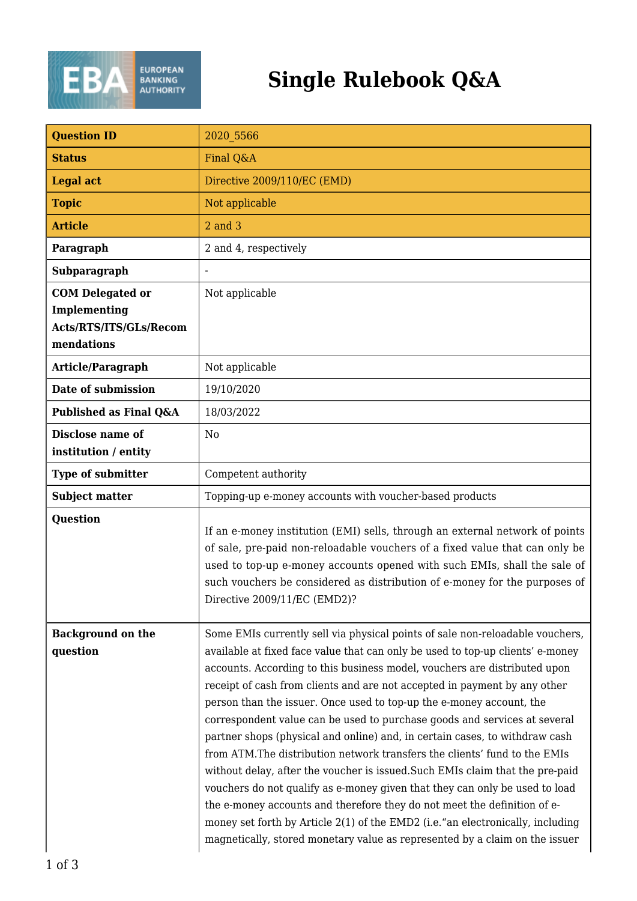# Single Rulebook Q&A

| | |
|---|---|
| **Question ID** | 2020_5566 |
| **Status** | Final Q&A |
| **Legal act** | Directive 2009/110/EC (EMD) |
| **Topic** | Not applicable |
| **Article** | 2 and 3 |
| **Paragraph** | 2 and 4, respectively |
| **Subparagraph** | - |
| **COM Delegated or Implementing Acts/RTS/ITS/GLs/Recommendations** | Not applicable |
| **Article/Paragraph** | Not applicable |
| **Date of submission** | 19/10/2020 |
| **Published as Final Q&A** | 18/03/2022 |
| **Disclose name of institution / entity** | No |
| **Type of submitter** | Competent authority |
| **Subject matter** | Topping-up e-money accounts with voucher-based products |
| **Question** | If an e-money institution (EMI) sells, through an external network of points of sale, pre-paid non-reloadable vouchers of a fixed value that can only be used to top-up e-money accounts opened with such EMIs, shall the sale of such vouchers be considered as distribution of e-money for the purposes of Directive 2009/11/EC (EMD2)? |
| **Background on the question** | Some EMIs currently sell via physical points of sale non-reloadable vouchers, available at fixed face value that can only be used to top-up clients' e-money accounts. According to this business model, vouchers are distributed upon receipt of cash from clients and are not accepted in payment by any other person than the issuer. Once used to top-up the e-money account, the correspondent value can be used to purchase goods and services at several partner shops (physical and online) and, in certain cases, to withdraw cash from ATM.The distribution network transfers the clients' fund to the EMIs without delay, after the voucher is issued.Such EMIs claim that the pre-paid vouchers do not qualify as e-money given that they can only be used to load the e-money accounts and therefore they do not meet the definition of e-money set forth by Article 2(1) of the EMD2 (i.e."an electronically, including magnetically, stored monetary value as represented by a claim on the issuer |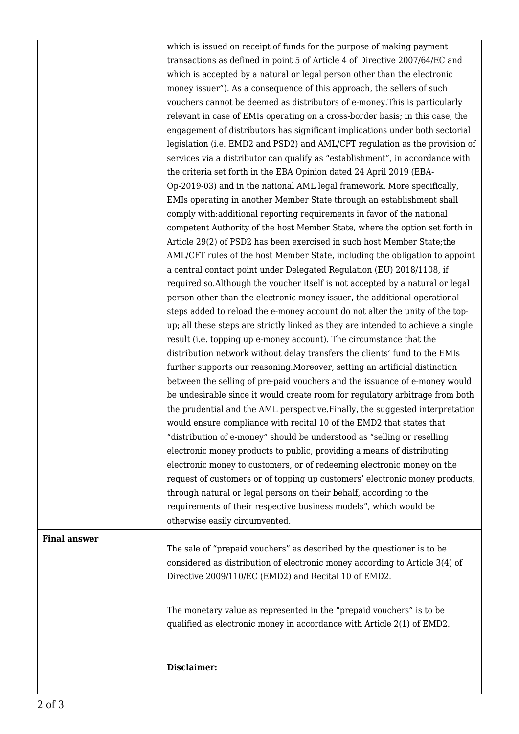| | |
|---|---|
| | which is issued on receipt of funds for the purpose of making payment transactions as defined in point 5 of Article 4 of Directive 2007/64/EC and which is accepted by a natural or legal person other than the electronic money issuer"). As a consequence of this approach, the sellers of such vouchers cannot be deemed as distributors of e-money.This is particularly relevant in case of EMIs operating on a cross-border basis; in this case, the engagement of distributors has significant implications under both sectorial legislation (i.e. EMD2 and PSD2) and AML/CFT regulation as the provision of services via a distributor can qualify as "establishment", in accordance with the criteria set forth in the EBA Opinion dated 24 April 2019 (EBA-Op-2019-03) and in the national AML legal framework. More specifically, EMIs operating in another Member State through an establishment shall comply with:additional reporting requirements in favor of the national competent Authority of the host Member State, where the option set forth in Article 29(2) of PSD2 has been exercised in such host Member State;the AML/CFT rules of the host Member State, including the obligation to appoint a central contact point under Delegated Regulation (EU) 2018/1108, if required so.Although the voucher itself is not accepted by a natural or legal person other than the electronic money issuer, the additional operational steps added to reload the e-money account do not alter the unity of the top-up; all these steps are strictly linked as they are intended to achieve a single result (i.e. topping up e-money account). The circumstance that the distribution network without delay transfers the clients' fund to the EMIs further supports our reasoning.Moreover, setting an artificial distinction between the selling of pre-paid vouchers and the issuance of e-money would be undesirable since it would create room for regulatory arbitrage from both the prudential and the AML perspective.Finally, the suggested interpretation would ensure compliance with recital 10 of the EMD2 that states that "distribution of e-money" should be understood as "selling or reselling electronic money products to public, providing a means of distributing electronic money to customers, or of redeeming electronic money on the request of customers or of topping up customers' electronic money products, through natural or legal persons on their behalf, according to the requirements of their respective business models", which would be otherwise easily circumvented. |
| **Final answer** | The sale of "prepaid vouchers" as described by the questioner is to be considered as distribution of electronic money according to Article 3(4) of Directive 2009/110/EC (EMD2) and Recital 10 of EMD2.<br><br>The monetary value as represented in the "prepaid vouchers" is to be qualified as electronic money in accordance with Article 2(1) of EMD2.<br><br>**Disclaimer:** |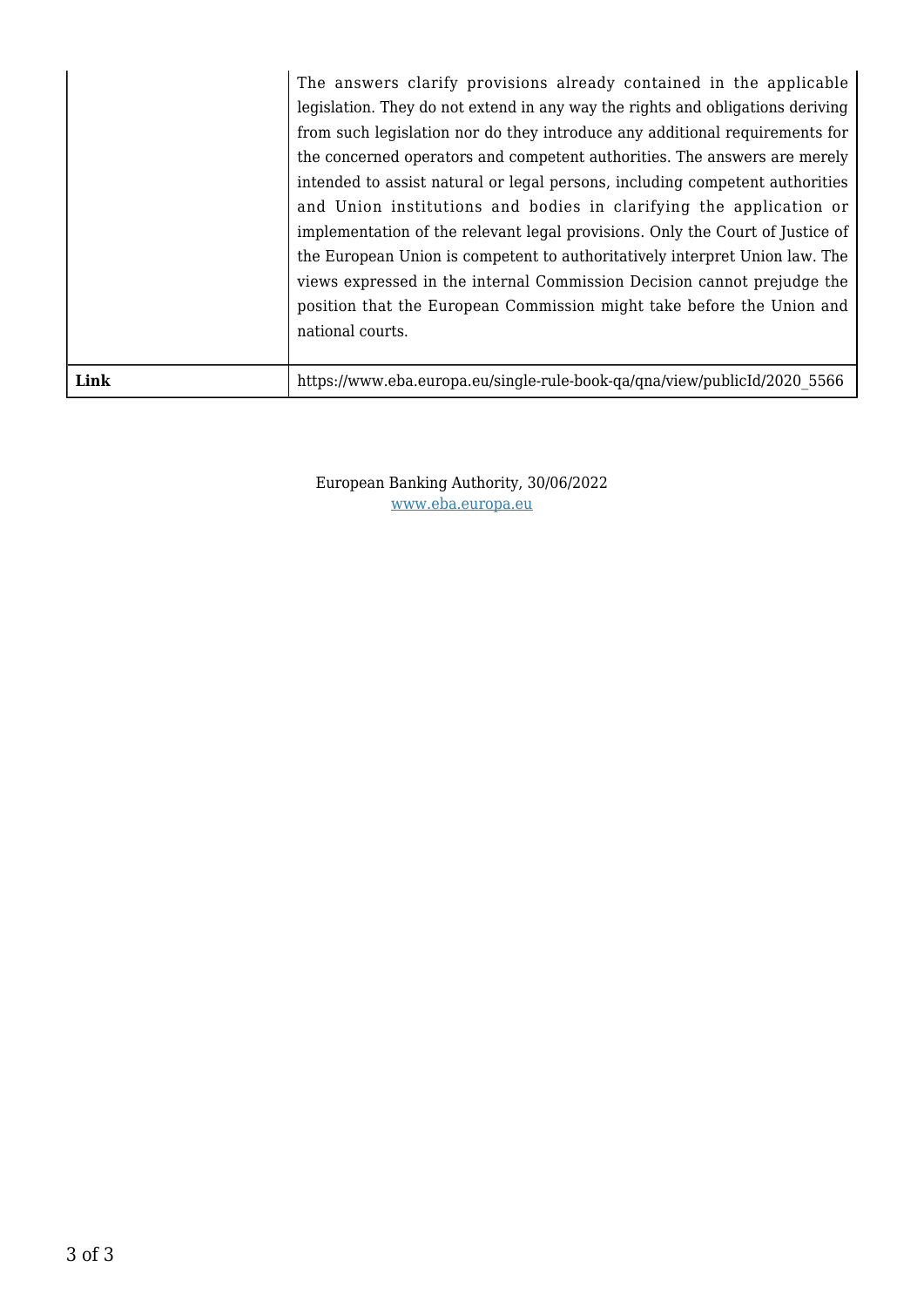| | |
|---|---|
| | The answers clarify provisions already contained in the applicable legislation. They do not extend in any way the rights and obligations deriving from such legislation nor do they introduce any additional requirements for the concerned operators and competent authorities. The answers are merely intended to assist natural or legal persons, including competent authorities and Union institutions and bodies in clarifying the application or implementation of the relevant legal provisions. Only the Court of Justice of the European Union is competent to authoritatively interpret Union law. The views expressed in the internal Commission Decision cannot prejudge the position that the European Commission might take before the Union and national courts. |
| **Link** | https://www.eba.europa.eu/single-rule-book-qa/qna/view/publicId/2020_5566 |

European Banking Authority, 30/06/2022
www.eba.europa.eu